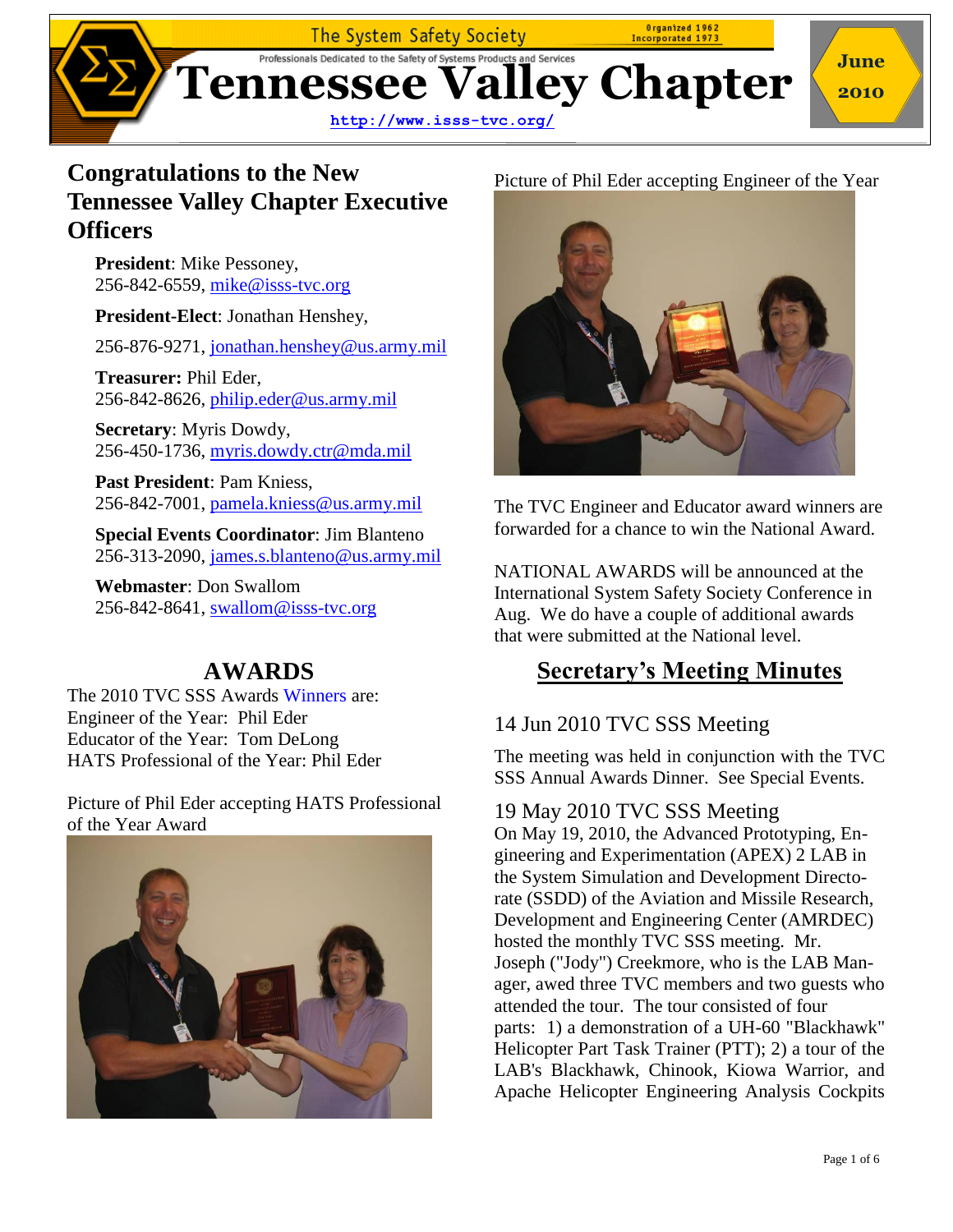The System Safety Society — Organized 1962, Incorporated 1973

Professionals Dedicated to the Safety of Systems Products and Services

# Tennessee Valley Chapter

June 2010

http://www.isss-tvc.org/

## Congratulations to the New Tennessee Valley Chapter Executive Officers

**President**: Mike Pessoney,
256-842-6559, mike@isss-tvc.org

**President-Elect**: Jonathan Henshey,

256-876-9271, jonathan.henshey@us.army.mil

**Treasurer:** Phil Eder,
256-842-8626, philip.eder@us.army.mil

**Secretary**: Myris Dowdy,
256-450-1736, myris.dowdy.ctr@mda.mil

**Past President**: Pam Kniess,
256-842-7001, pamela.kniess@us.army.mil

**Special Events Coordinator**: Jim Blanteno
256-313-2090, james.s.blanteno@us.army.mil

**Webmaster**: Don Swallow
256-842-8641, swallom@isss-tvc.org

## AWARDS

The 2010 TVC SSS Awards Winners are:
Engineer of the Year: Phil Eder
Educator of the Year: Tom DeLong
HATS Professional of the Year: Phil Eder

Picture of Phil Eder accepting HATS Professional of the Year Award

Picture of Phil Eder accepting Engineer of the Year

The TVC Engineer and Educator award winners are forwarded for a chance to win the National Award.

NATIONAL AWARDS will be announced at the International System Safety Society Conference in Aug. We do have a couple of additional awards that were submitted at the National level.

## Secretary's Meeting Minutes

### 14 Jun 2010 TVC SSS Meeting

The meeting was held in conjunction with the TVC SSS Annual Awards Dinner. See Special Events.

### 19 May 2010 TVC SSS Meeting

On May 19, 2010, the Advanced Prototyping, Engineering and Experimentation (APEX) 2 LAB in the System Simulation and Development Directorate (SSDD) of the Aviation and Missile Research, Development and Engineering Center (AMRDEC) hosted the monthly TVC SSS meeting. Mr. Joseph ("Jody") Creekmore, who is the LAB Manager, awed three TVC members and two guests who attended the tour. The tour consisted of four parts: 1) a demonstration of a UH-60 "Blackhawk" Helicopter Part Task Trainer (PTT); 2) a tour of the LAB's Blackhawk, Chinook, Kiowa Warrior, and Apache Helicopter Engineering Analysis Cockpits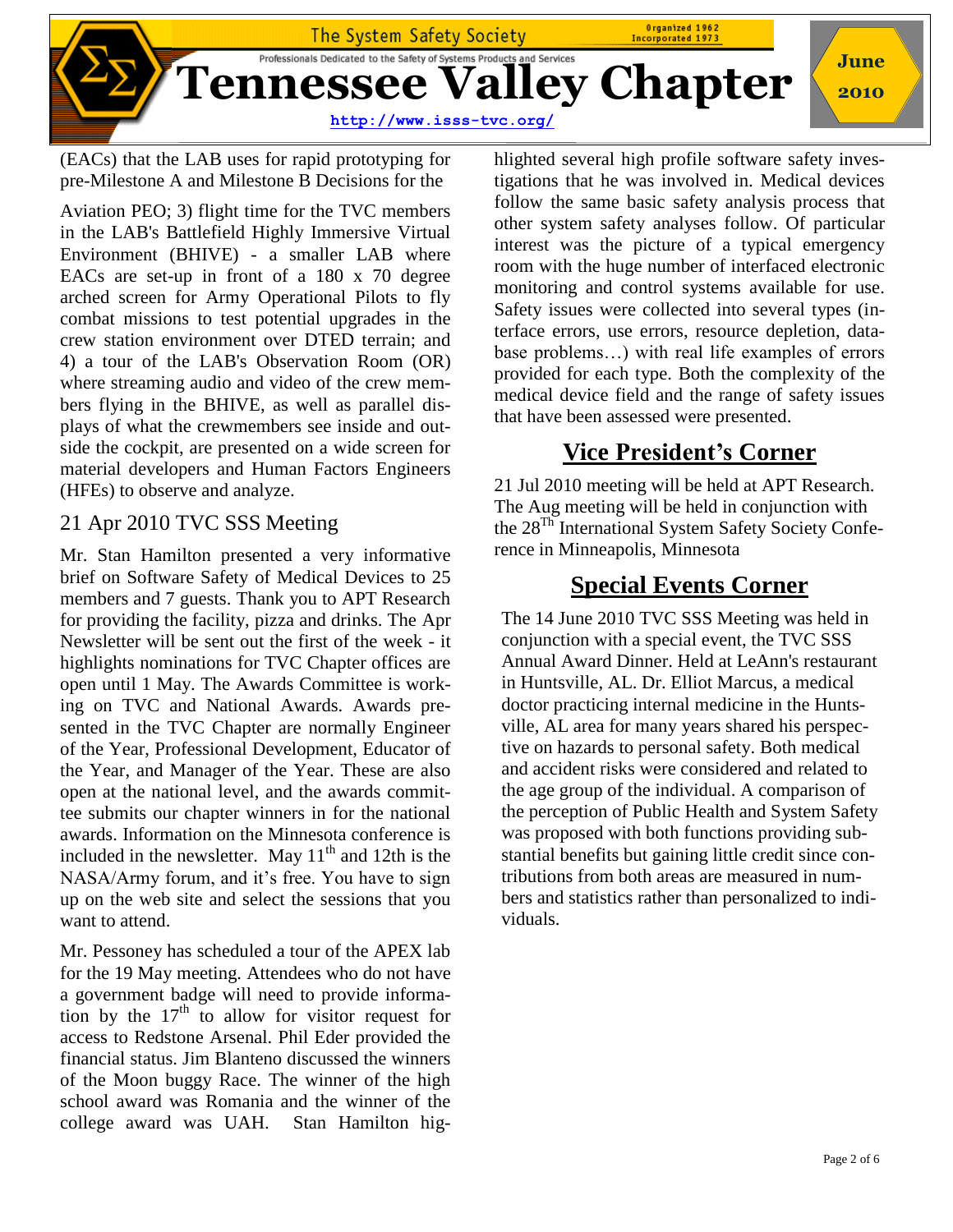(EACs) that the LAB uses for rapid prototyping for pre-Milestone A and Milestone B Decisions for the

Aviation PEO; 3) flight time for the TVC members in the LAB's Battlefield Highly Immersive Virtual Environment (BHIVE) - a smaller LAB where EACs are set-up in front of a 180 x 70 degree arched screen for Army Operational Pilots to fly combat missions to test potential upgrades in the crew station environment over DTED terrain; and 4) a tour of the LAB's Observation Room (OR) where streaming audio and video of the crew members flying in the BHIVE, as well as parallel displays of what the crewmembers see inside and outside the cockpit, are presented on a wide screen for material developers and Human Factors Engineers (HFEs) to observe and analyze.

## 21 Apr 2010 TVC SSS Meeting

Mr. Stan Hamilton presented a very informative brief on Software Safety of Medical Devices to 25 members and 7 guests. Thank you to APT Research for providing the facility, pizza and drinks. The Apr Newsletter will be sent out the first of the week - it highlights nominations for TVC Chapter offices are open until 1 May. The Awards Committee is working on TVC and National Awards. Awards presented in the TVC Chapter are normally Engineer of the Year, Professional Development, Educator of the Year, and Manager of the Year. These are also open at the national level, and the awards committee submits our chapter winners in for the national awards. Information on the Minnesota conference is included in the newsletter. May 11th and 12th is the NASA/Army forum, and it's free. You have to sign up on the web site and select the sessions that you want to attend.

Mr. Pessoney has scheduled a tour of the APEX lab for the 19 May meeting. Attendees who do not have a government badge will need to provide information by the 17th to allow for visitor request for access to Redstone Arsenal. Phil Eder provided the financial status. Jim Blanteno discussed the winners of the Moon buggy Race. The winner of the high school award was Romania and the winner of the college award was UAH. Stan Hamilton highlighted several high profile software safety investigations that he was involved in. Medical devices follow the same basic safety analysis process that other system safety analyses follow. Of particular interest was the picture of a typical emergency room with the huge number of interfaced electronic monitoring and control systems available for use. Safety issues were collected into several types (interface errors, use errors, resource depletion, database problems…) with real life examples of errors provided for each type. Both the complexity of the medical device field and the range of safety issues that have been assessed were presented.

## Vice President's Corner

21 Jul 2010 meeting will be held at APT Research. The Aug meeting will be held in conjunction with the 28Th International System Safety Society Conference in Minneapolis, Minnesota

## Special Events Corner

The 14 June 2010 TVC SSS Meeting was held in conjunction with a special event, the TVC SSS Annual Award Dinner. Held at LeAnn's restaurant in Huntsville, AL. Dr. Elliot Marcus, a medical doctor practicing internal medicine in the Huntsville, AL area for many years shared his perspective on hazards to personal safety. Both medical and accident risks were considered and related to the age group of the individual. A comparison of the perception of Public Health and System Safety was proposed with both functions providing substantial benefits but gaining little credit since contributions from both areas are measured in numbers and statistics rather than personalized to individuals.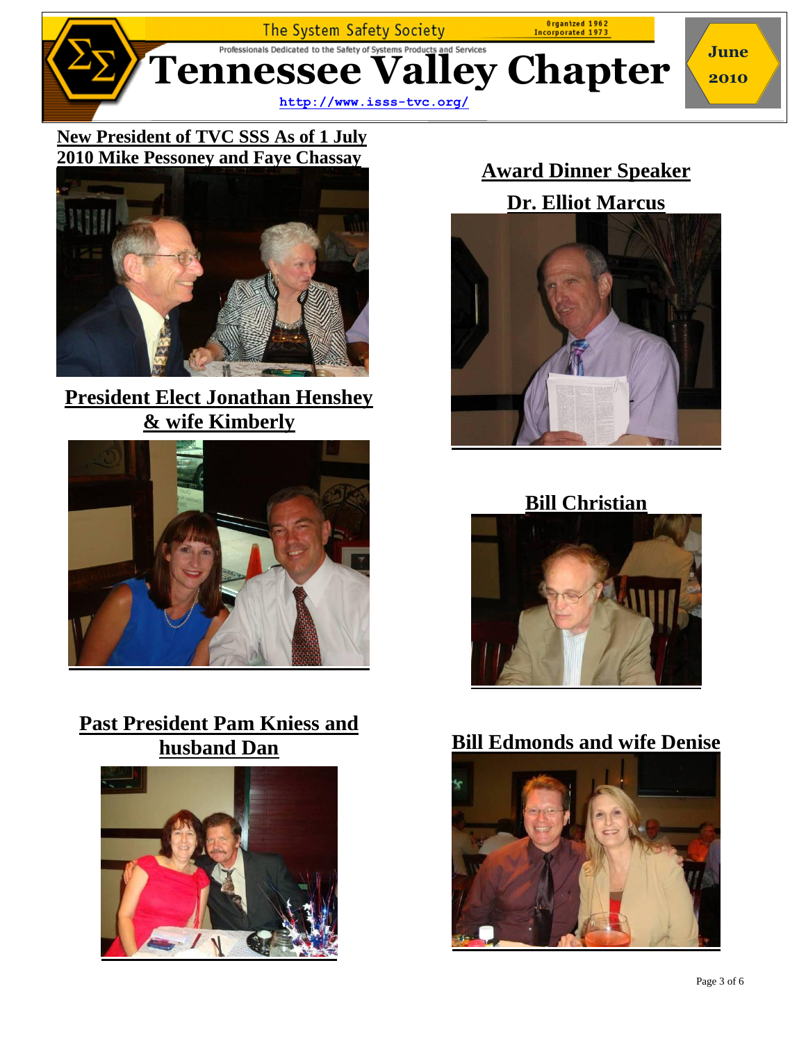The System Safety Society

Organized 1962
Incorporated 1973

Professionals Dedicated to the Safety of Systems Products and Services

# Tennessee Valley Chapter

http://www.isss-tvc.org/

June 2010

**New President of TVC SSS As of 1 July 2010 Mike Pessoney and Faye Chassay**

**President Elect Jonathan Henshey & wife Kimberly**

**Past President Pam Kniess and husband Dan**

**Award Dinner Speaker**

**Dr. Elliot Marcus**

**Bill Christian**

**Bill Edmonds and wife Denise**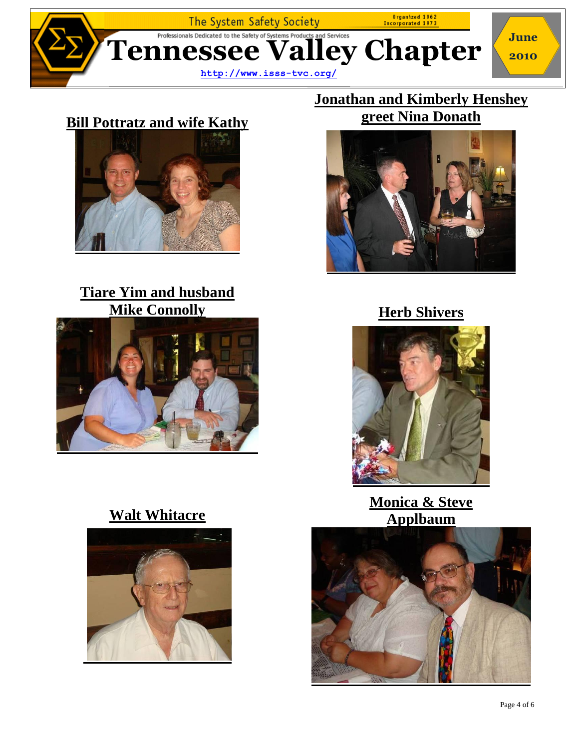**Bill Pottratz and wife Kathy**

**Jonathan and Kimberly Henshey greet Nina Donath**

**Tiare Yim and husband Mike Connolly**

**Herb Shivers**

**Walt Whitacre**

**Monica & Steve Applbaum**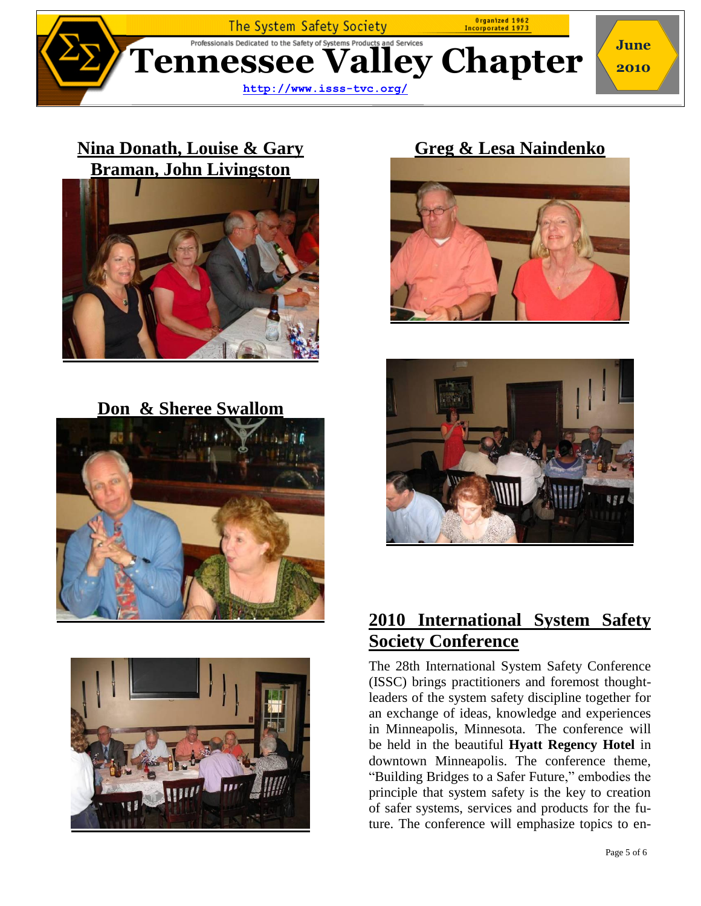**Nina Donath, Louise & Gary Braman, John Livingston**

**Greg & Lesa Naindenko**

**Don & Sheree Swallom**

## 2010 International System Safety Society Conference

The 28th International System Safety Conference (ISSC) brings practitioners and foremost thought-leaders of the system safety discipline together for an exchange of ideas, knowledge and experiences in Minneapolis, Minnesota. The conference will be held in the beautiful **Hyatt Regency Hotel** in downtown Minneapolis. The conference theme, "Building Bridges to a Safer Future," embodies the principle that system safety is the key to creation of safer systems, services and products for the future. The conference will emphasize topics to en-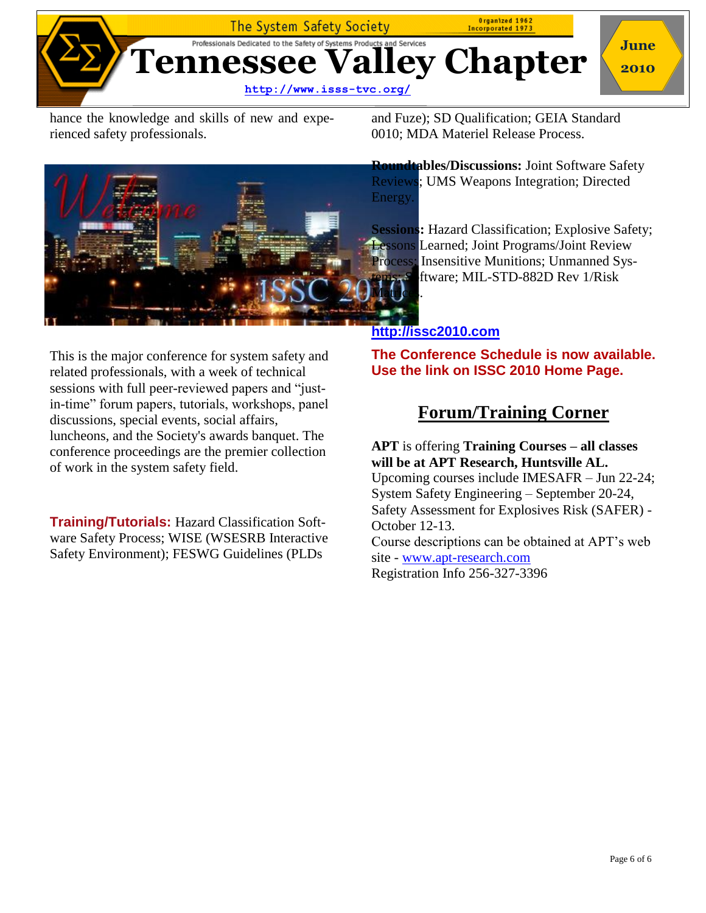hance the knowledge and skills of new and experienced safety professionals.

This is the major conference for system safety and related professionals, with a week of technical sessions with full peer-reviewed papers and "just-in-time" forum papers, tutorials, workshops, panel discussions, special events, social affairs, luncheons, and the Society's awards banquet. The conference proceedings are the premier collection of work in the system safety field.

**Training/Tutorials:** Hazard Classification Software Safety Process; WISE (WSESRB Interactive Safety Environment); FESWG Guidelines (PLDs and Fuze); SD Qualification; GEIA Standard 0010; MDA Materiel Release Process.

**Roundtables/Discussions:** Joint Software Safety Reviews; UMS Weapons Integration; Directed Energy.

**Sessions:** Hazard Classification; Explosive Safety; Lessons Learned; Joint Programs/Joint Review Process; Insensitive Munitions; Unmanned Systems; Software; MIL-STD-882D Rev 1/Risk Matrices.

**http://issc2010.com**

**The Conference Schedule is now available. Use the link on ISSC 2010 Home Page.**

## Forum/Training Corner

**APT** is offering **Training Courses – all classes will be at APT Research, Huntsville AL.**
Upcoming courses include IMESAFR – Jun 22-24; System Safety Engineering – September 20-24, Safety Assessment for Explosives Risk (SAFER) - October 12-13.
Course descriptions can be obtained at APT's web site - www.apt-research.com
Registration Info 256-327-3396